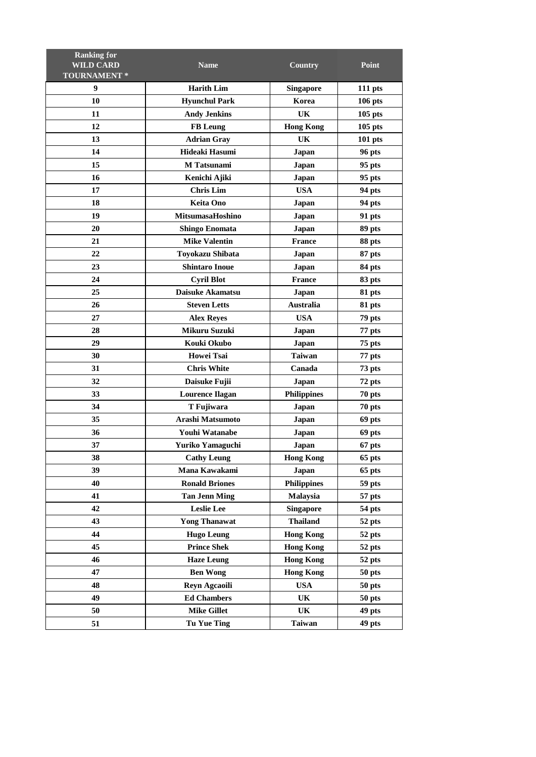| Ranking for WILD CARD TOURNAMENT * | Name | Country | Point |
|---|---|---|---|
| 9 | Harith Lim | Singapore | 111 pts |
| 10 | Hyunchul Park | Korea | 106 pts |
| 11 | Andy Jenkins | UK | 105 pts |
| 12 | FB Leung | Hong Kong | 105 pts |
| 13 | Adrian Gray | UK | 101 pts |
| 14 | Hideaki Hasumi | Japan | 96 pts |
| 15 | M Tatsunami | Japan | 95 pts |
| 16 | Kenichi Ajiki | Japan | 95 pts |
| 17 | Chris Lim | USA | 94 pts |
| 18 | Keita Ono | Japan | 94 pts |
| 19 | MitsumasaHoshino | Japan | 91 pts |
| 20 | Shingo Enomata | Japan | 89 pts |
| 21 | Mike Valentin | France | 88 pts |
| 22 | Toyokazu Shibata | Japan | 87 pts |
| 23 | Shintaro Inoue | Japan | 84 pts |
| 24 | Cyril Blot | France | 83 pts |
| 25 | Daisuke Akamatsu | Japan | 81 pts |
| 26 | Steven Letts | Australia | 81 pts |
| 27 | Alex Reyes | USA | 79 pts |
| 28 | Mikuru Suzuki | Japan | 77 pts |
| 29 | Kouki Okubo | Japan | 75 pts |
| 30 | Howei Tsai | Taiwan | 77 pts |
| 31 | Chris White | Canada | 73 pts |
| 32 | Daisuke Fujii | Japan | 72 pts |
| 33 | Lourence Ilagan | Philippines | 70 pts |
| 34 | T Fujiwara | Japan | 70 pts |
| 35 | Arashi Matsumoto | Japan | 69 pts |
| 36 | Youhi Watanabe | Japan | 69 pts |
| 37 | Yuriko Yamaguchi | Japan | 67 pts |
| 38 | Cathy Leung | Hong Kong | 65 pts |
| 39 | Mana Kawakami | Japan | 65 pts |
| 40 | Ronald Briones | Philippines | 59 pts |
| 41 | Tan Jenn Ming | Malaysia | 57 pts |
| 42 | Leslie Lee | Singapore | 54 pts |
| 43 | Yong Thanawat | Thailand | 52 pts |
| 44 | Hugo Leung | Hong Kong | 52 pts |
| 45 | Prince Shek | Hong Kong | 52 pts |
| 46 | Haze Leung | Hong Kong | 52 pts |
| 47 | Ben Wong | Hong Kong | 50 pts |
| 48 | Reyn Agcaoili | USA | 50 pts |
| 49 | Ed Chambers | UK | 50 pts |
| 50 | Mike Gillet | UK | 49 pts |
| 51 | Tu Yue Ting | Taiwan | 49 pts |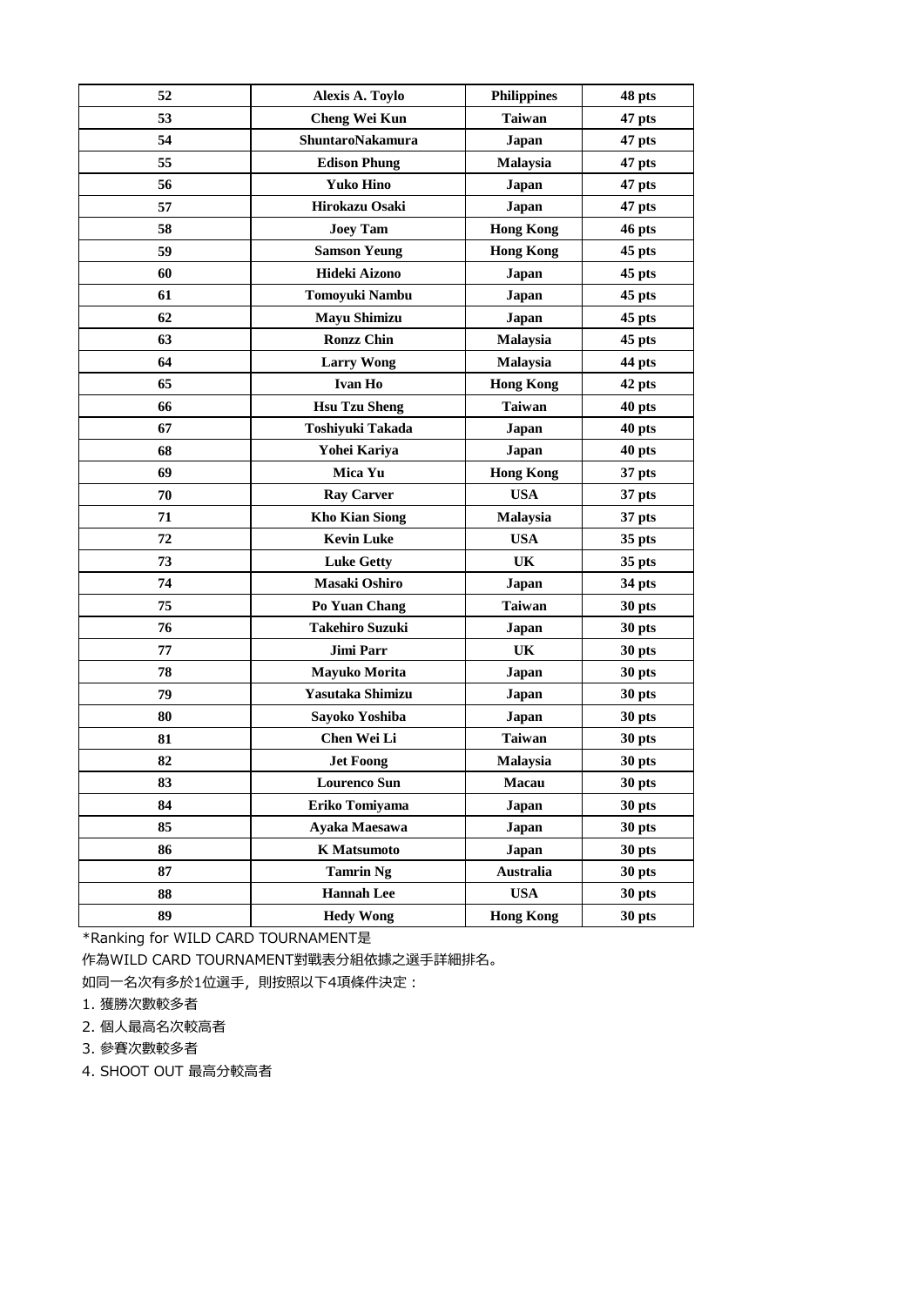| | | | |
|---|---|---|---|
| **52** | **Alexis A. Toylo** | **Philippines** | **48 pts** |
| **53** | **Cheng Wei Kun** | **Taiwan** | **47 pts** |
| **54** | **ShuntaroNakamura** | **Japan** | **47 pts** |
| **55** | **Edison Phung** | **Malaysia** | **47 pts** |
| **56** | **Yuko Hino** | **Japan** | **47 pts** |
| **57** | **Hirokazu Osaki** | **Japan** | **47 pts** |
| **58** | **Joey Tam** | **Hong Kong** | **46 pts** |
| **59** | **Samson Yeung** | **Hong Kong** | **45 pts** |
| **60** | **Hideki Aizono** | **Japan** | **45 pts** |
| **61** | **Tomoyuki Nambu** | **Japan** | **45 pts** |
| **62** | **Mayu Shimizu** | **Japan** | **45 pts** |
| **63** | **Ronzz Chin** | **Malaysia** | **45 pts** |
| **64** | **Larry Wong** | **Malaysia** | **44 pts** |
| **65** | **Ivan Ho** | **Hong Kong** | **42 pts** |
| **66** | **Hsu Tzu Sheng** | **Taiwan** | **40 pts** |
| **67** | **Toshiyuki Takada** | **Japan** | **40 pts** |
| **68** | **Yohei Kariya** | **Japan** | **40 pts** |
| **69** | **Mica Yu** | **Hong Kong** | **37 pts** |
| **70** | **Ray Carver** | **USA** | **37 pts** |
| **71** | **Kho Kian Siong** | **Malaysia** | **37 pts** |
| **72** | **Kevin Luke** | **USA** | **35 pts** |
| **73** | **Luke Getty** | **UK** | **35 pts** |
| **74** | **Masaki Oshiro** | **Japan** | **34 pts** |
| **75** | **Po Yuan Chang** | **Taiwan** | **30 pts** |
| **76** | **Takehiro Suzuki** | **Japan** | **30 pts** |
| **77** | **Jimi Parr** | **UK** | **30 pts** |
| **78** | **Mayuko Morita** | **Japan** | **30 pts** |
| **79** | **Yasutaka Shimizu** | **Japan** | **30 pts** |
| **80** | **Sayoko Yoshiba** | **Japan** | **30 pts** |
| **81** | **Chen Wei Li** | **Taiwan** | **30 pts** |
| **82** | **Jet Foong** | **Malaysia** | **30 pts** |
| **83** | **Lourenco Sun** | **Macau** | **30 pts** |
| **84** | **Eriko Tomiyama** | **Japan** | **30 pts** |
| **85** | **Ayaka Maesawa** | **Japan** | **30 pts** |
| **86** | **K Matsumoto** | **Japan** | **30 pts** |
| **87** | **Tamrin Ng** | **Australia** | **30 pts** |
| **88** | **Hannah Lee** | **USA** | **30 pts** |
| **89** | **Hedy Wong** | **Hong Kong** | **30 pts** |

*Ranking for WILD CARD TOURNAMENT是

作為WILD CARD TOURNAMENT對戰表分組依據之選手詳細排名。

如同一名次有多於1位選手，則按照以下4項條件決定：

1. 獲勝次數較多者
2. 個人最高名次較高者
3. 參賽次數較多者
4. SHOOT OUT 最高分較高者